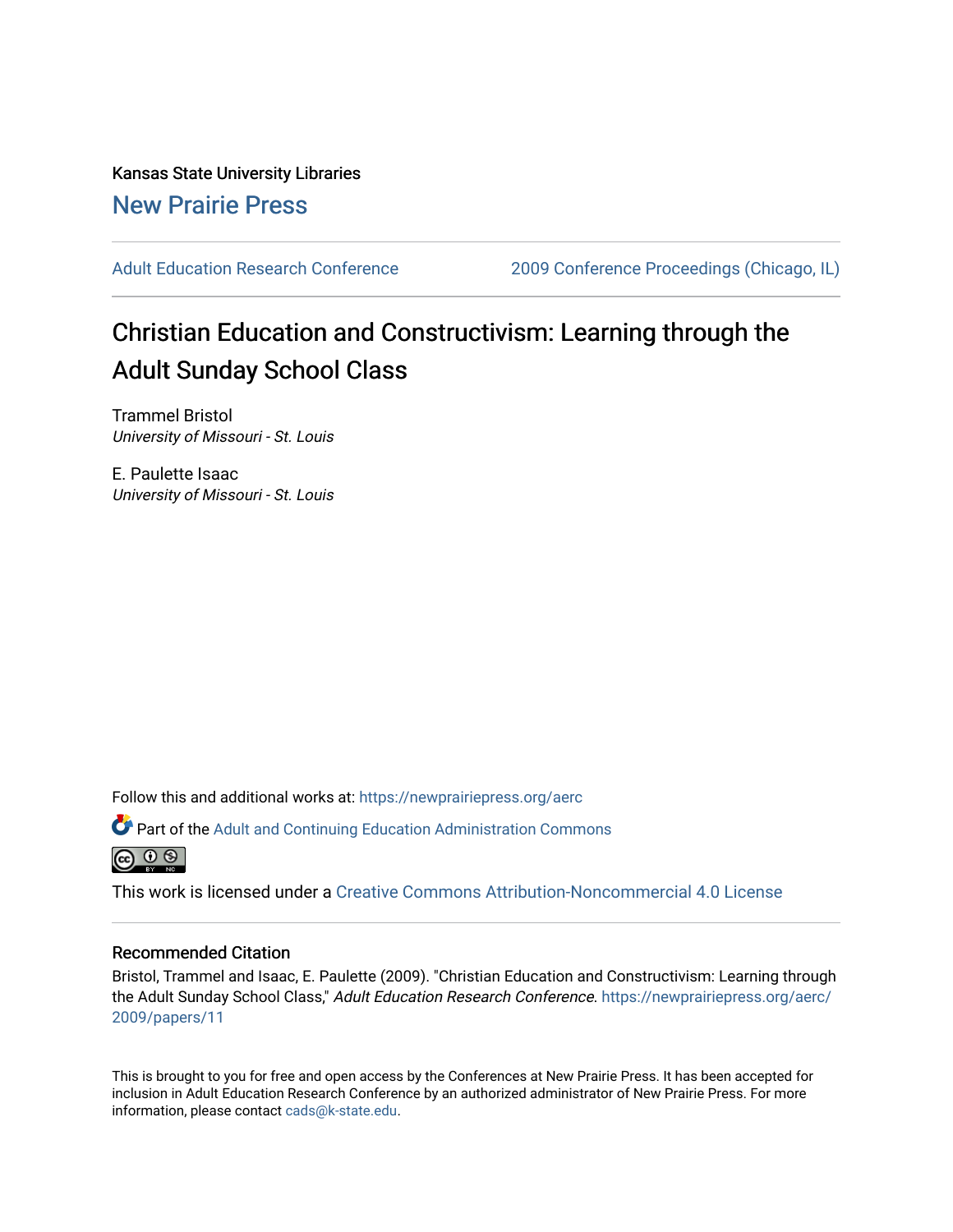Kansas State University Libraries

New Prairie Press

Adult Education Research Conference | 2009 Conference Proceedings (Chicago, IL)

# Christian Education and Constructivism: Learning through the Adult Sunday School Class

Trammel Bristol
*University of Missouri - St. Louis*

E. Paulette Isaac
*University of Missouri - St. Louis*

Follow this and additional works at: https://newprairiepress.org/aerc

Part of the Adult and Continuing Education Administration Commons

This work is licensed under a Creative Commons Attribution-Noncommercial 4.0 License

### Recommended Citation

Bristol, Trammel and Isaac, E. Paulette (2009). "Christian Education and Constructivism: Learning through the Adult Sunday School Class," *Adult Education Research Conference*. https://newprairiepress.org/aerc/2009/papers/11

This is brought to you for free and open access by the Conferences at New Prairie Press. It has been accepted for inclusion in Adult Education Research Conference by an authorized administrator of New Prairie Press. For more information, please contact cads@k-state.edu.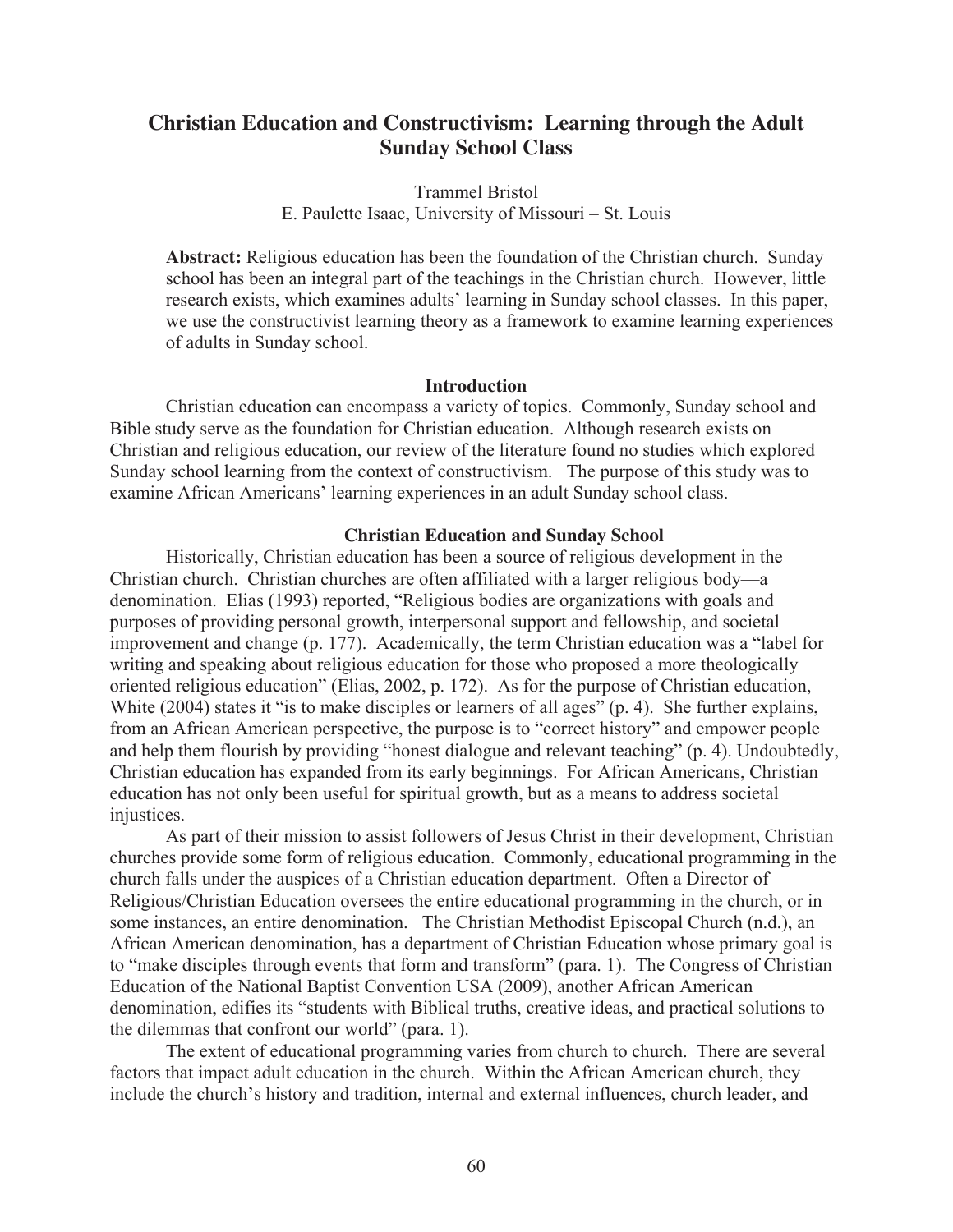# Christian Education and Constructivism: Learning through the Adult Sunday School Class

Trammel Bristol
E. Paulette Isaac, University of Missouri – St. Louis

**Abstract:** Religious education has been the foundation of the Christian church. Sunday school has been an integral part of the teachings in the Christian church. However, little research exists, which examines adults' learning in Sunday school classes. In this paper, we use the constructivist learning theory as a framework to examine learning experiences of adults in Sunday school.

## Introduction

Christian education can encompass a variety of topics. Commonly, Sunday school and Bible study serve as the foundation for Christian education. Although research exists on Christian and religious education, our review of the literature found no studies which explored Sunday school learning from the context of constructivism. The purpose of this study was to examine African Americans' learning experiences in an adult Sunday school class.

## Christian Education and Sunday School

Historically, Christian education has been a source of religious development in the Christian church. Christian churches are often affiliated with a larger religious body—a denomination. Elias (1993) reported, "Religious bodies are organizations with goals and purposes of providing personal growth, interpersonal support and fellowship, and societal improvement and change (p. 177). Academically, the term Christian education was a "label for writing and speaking about religious education for those who proposed a more theologically oriented religious education" (Elias, 2002, p. 172). As for the purpose of Christian education, White (2004) states it "is to make disciples or learners of all ages" (p. 4). She further explains, from an African American perspective, the purpose is to "correct history" and empower people and help them flourish by providing "honest dialogue and relevant teaching" (p. 4). Undoubtedly, Christian education has expanded from its early beginnings. For African Americans, Christian education has not only been useful for spiritual growth, but as a means to address societal injustices.

As part of their mission to assist followers of Jesus Christ in their development, Christian churches provide some form of religious education. Commonly, educational programming in the church falls under the auspices of a Christian education department. Often a Director of Religious/Christian Education oversees the entire educational programming in the church, or in some instances, an entire denomination. The Christian Methodist Episcopal Church (n.d.), an African American denomination, has a department of Christian Education whose primary goal is to "make disciples through events that form and transform" (para. 1). The Congress of Christian Education of the National Baptist Convention USA (2009), another African American denomination, edifies its "students with Biblical truths, creative ideas, and practical solutions to the dilemmas that confront our world" (para. 1).

The extent of educational programming varies from church to church. There are several factors that impact adult education in the church. Within the African American church, they include the church's history and tradition, internal and external influences, church leader, and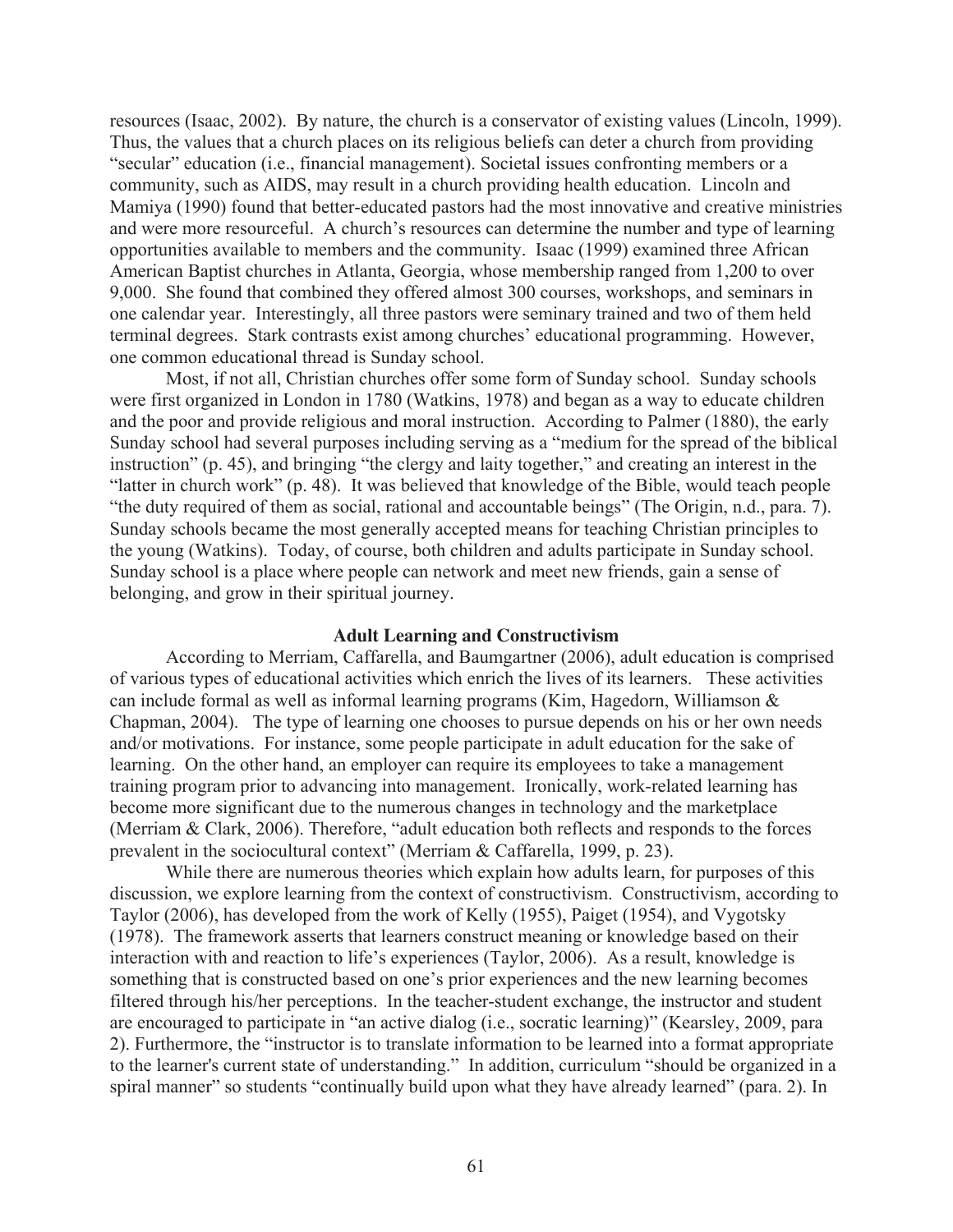resources (Isaac, 2002). By nature, the church is a conservator of existing values (Lincoln, 1999). Thus, the values that a church places on its religious beliefs can deter a church from providing "secular" education (i.e., financial management). Societal issues confronting members or a community, such as AIDS, may result in a church providing health education. Lincoln and Mamiya (1990) found that better-educated pastors had the most innovative and creative ministries and were more resourceful. A church's resources can determine the number and type of learning opportunities available to members and the community. Isaac (1999) examined three African American Baptist churches in Atlanta, Georgia, whose membership ranged from 1,200 to over 9,000. She found that combined they offered almost 300 courses, workshops, and seminars in one calendar year. Interestingly, all three pastors were seminary trained and two of them held terminal degrees. Stark contrasts exist among churches' educational programming. However, one common educational thread is Sunday school.

Most, if not all, Christian churches offer some form of Sunday school. Sunday schools were first organized in London in 1780 (Watkins, 1978) and began as a way to educate children and the poor and provide religious and moral instruction. According to Palmer (1880), the early Sunday school had several purposes including serving as a "medium for the spread of the biblical instruction" (p. 45), and bringing "the clergy and laity together," and creating an interest in the "latter in church work" (p. 48). It was believed that knowledge of the Bible, would teach people "the duty required of them as social, rational and accountable beings" (The Origin, n.d., para. 7). Sunday schools became the most generally accepted means for teaching Christian principles to the young (Watkins). Today, of course, both children and adults participate in Sunday school. Sunday school is a place where people can network and meet new friends, gain a sense of belonging, and grow in their spiritual journey.

## Adult Learning and Constructivism

According to Merriam, Caffarella, and Baumgartner (2006), adult education is comprised of various types of educational activities which enrich the lives of its learners. These activities can include formal as well as informal learning programs (Kim, Hagedorn, Williamson & Chapman, 2004). The type of learning one chooses to pursue depends on his or her own needs and/or motivations. For instance, some people participate in adult education for the sake of learning. On the other hand, an employer can require its employees to take a management training program prior to advancing into management. Ironically, work-related learning has become more significant due to the numerous changes in technology and the marketplace (Merriam & Clark, 2006). Therefore, "adult education both reflects and responds to the forces prevalent in the sociocultural context" (Merriam & Caffarella, 1999, p. 23).

While there are numerous theories which explain how adults learn, for purposes of this discussion, we explore learning from the context of constructivism. Constructivism, according to Taylor (2006), has developed from the work of Kelly (1955), Paiget (1954), and Vygotsky (1978). The framework asserts that learners construct meaning or knowledge based on their interaction with and reaction to life's experiences (Taylor, 2006). As a result, knowledge is something that is constructed based on one's prior experiences and the new learning becomes filtered through his/her perceptions. In the teacher-student exchange, the instructor and student are encouraged to participate in "an active dialog (i.e., socratic learning)" (Kearsley, 2009, para 2). Furthermore, the "instructor is to translate information to be learned into a format appropriate to the learner's current state of understanding." In addition, curriculum "should be organized in a spiral manner" so students "continually build upon what they have already learned" (para. 2). In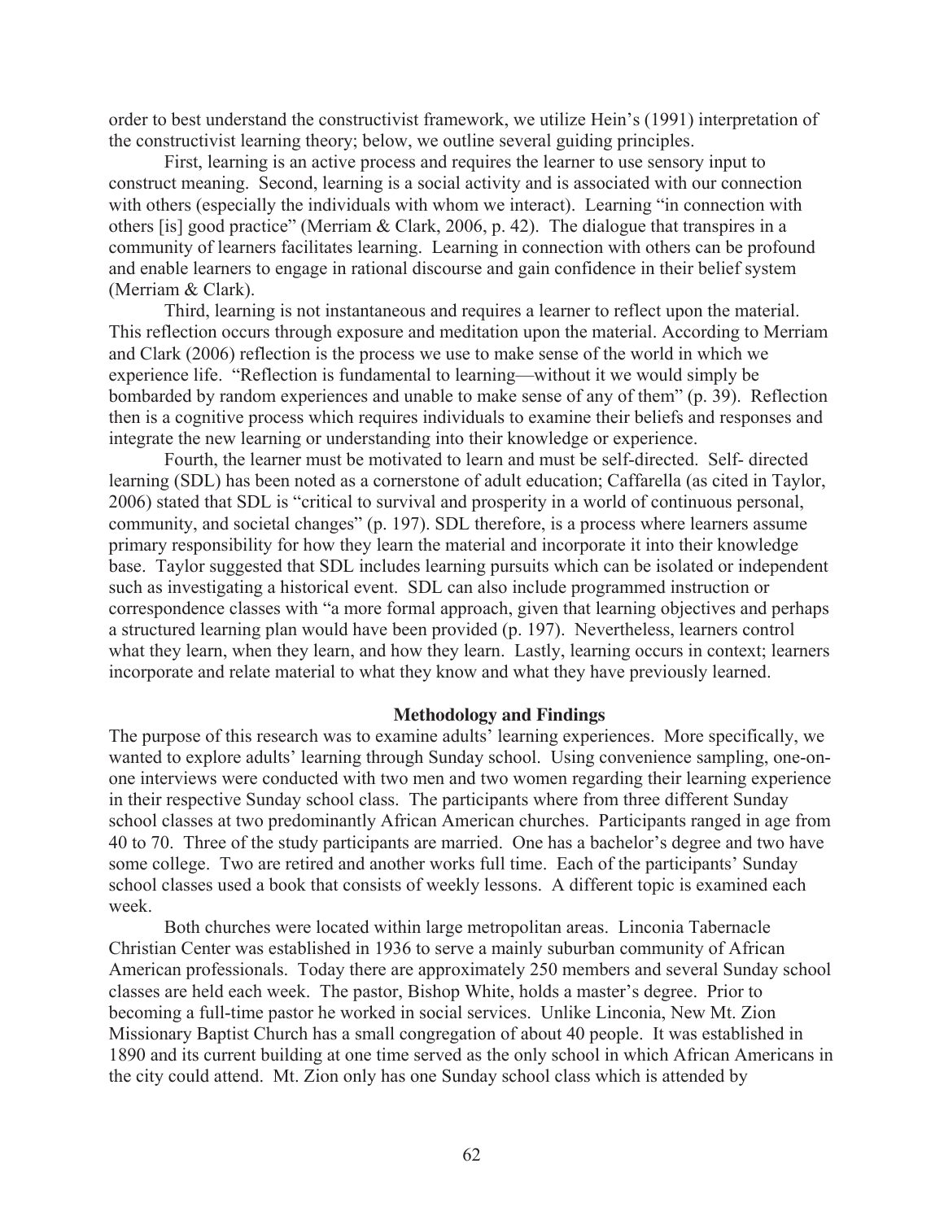order to best understand the constructivist framework, we utilize Hein's (1991) interpretation of the constructivist learning theory; below, we outline several guiding principles.

First, learning is an active process and requires the learner to use sensory input to construct meaning. Second, learning is a social activity and is associated with our connection with others (especially the individuals with whom we interact). Learning "in connection with others [is] good practice" (Merriam & Clark, 2006, p. 42). The dialogue that transpires in a community of learners facilitates learning. Learning in connection with others can be profound and enable learners to engage in rational discourse and gain confidence in their belief system (Merriam & Clark).

Third, learning is not instantaneous and requires a learner to reflect upon the material. This reflection occurs through exposure and meditation upon the material. According to Merriam and Clark (2006) reflection is the process we use to make sense of the world in which we experience life. "Reflection is fundamental to learning—without it we would simply be bombarded by random experiences and unable to make sense of any of them" (p. 39). Reflection then is a cognitive process which requires individuals to examine their beliefs and responses and integrate the new learning or understanding into their knowledge or experience.

Fourth, the learner must be motivated to learn and must be self-directed. Self- directed learning (SDL) has been noted as a cornerstone of adult education; Caffarella (as cited in Taylor, 2006) stated that SDL is "critical to survival and prosperity in a world of continuous personal, community, and societal changes" (p. 197). SDL therefore, is a process where learners assume primary responsibility for how they learn the material and incorporate it into their knowledge base. Taylor suggested that SDL includes learning pursuits which can be isolated or independent such as investigating a historical event. SDL can also include programmed instruction or correspondence classes with "a more formal approach, given that learning objectives and perhaps a structured learning plan would have been provided (p. 197). Nevertheless, learners control what they learn, when they learn, and how they learn. Lastly, learning occurs in context; learners incorporate and relate material to what they know and what they have previously learned.

## Methodology and Findings

The purpose of this research was to examine adults' learning experiences. More specifically, we wanted to explore adults' learning through Sunday school. Using convenience sampling, one-on-one interviews were conducted with two men and two women regarding their learning experience in their respective Sunday school class. The participants where from three different Sunday school classes at two predominantly African American churches. Participants ranged in age from 40 to 70. Three of the study participants are married. One has a bachelor's degree and two have some college. Two are retired and another works full time. Each of the participants' Sunday school classes used a book that consists of weekly lessons. A different topic is examined each week.

Both churches were located within large metropolitan areas. Linconia Tabernacle Christian Center was established in 1936 to serve a mainly suburban community of African American professionals. Today there are approximately 250 members and several Sunday school classes are held each week. The pastor, Bishop White, holds a master's degree. Prior to becoming a full-time pastor he worked in social services. Unlike Linconia, New Mt. Zion Missionary Baptist Church has a small congregation of about 40 people. It was established in 1890 and its current building at one time served as the only school in which African Americans in the city could attend. Mt. Zion only has one Sunday school class which is attended by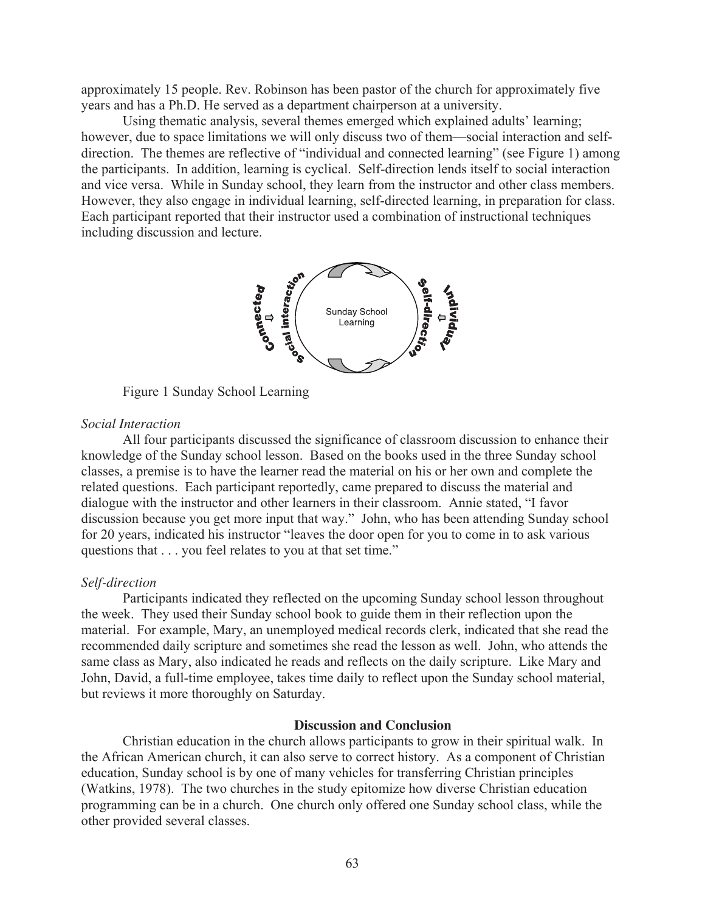approximately 15 people. Rev. Robinson has been pastor of the church for approximately five years and has a Ph.D. He served as a department chairperson at a university.

Using thematic analysis, several themes emerged which explained adults' learning; however, due to space limitations we will only discuss two of them—social interaction and self-direction. The themes are reflective of "individual and connected learning" (see Figure 1) among the participants. In addition, learning is cyclical. Self-direction lends itself to social interaction and vice versa. While in Sunday school, they learn from the instructor and other class members. However, they also engage in individual learning, self-directed learning, in preparation for class. Each participant reported that their instructor used a combination of instructional techniques including discussion and lecture.

Figure 1 Sunday School Learning

*Social Interaction*

All four participants discussed the significance of classroom discussion to enhance their knowledge of the Sunday school lesson. Based on the books used in the three Sunday school classes, a premise is to have the learner read the material on his or her own and complete the related questions. Each participant reportedly, came prepared to discuss the material and dialogue with the instructor and other learners in their classroom. Annie stated, "I favor discussion because you get more input that way." John, who has been attending Sunday school for 20 years, indicated his instructor "leaves the door open for you to come in to ask various questions that . . . you feel relates to you at that set time."

*Self-direction*

Participants indicated they reflected on the upcoming Sunday school lesson throughout the week. They used their Sunday school book to guide them in their reflection upon the material. For example, Mary, an unemployed medical records clerk, indicated that she read the recommended daily scripture and sometimes she read the lesson as well. John, who attends the same class as Mary, also indicated he reads and reflects on the daily scripture. Like Mary and John, David, a full-time employee, takes time daily to reflect upon the Sunday school material, but reviews it more thoroughly on Saturday.

## Discussion and Conclusion

Christian education in the church allows participants to grow in their spiritual walk. In the African American church, it can also serve to correct history. As a component of Christian education, Sunday school is by one of many vehicles for transferring Christian principles (Watkins, 1978). The two churches in the study epitomize how diverse Christian education programming can be in a church. One church only offered one Sunday school class, while the other provided several classes.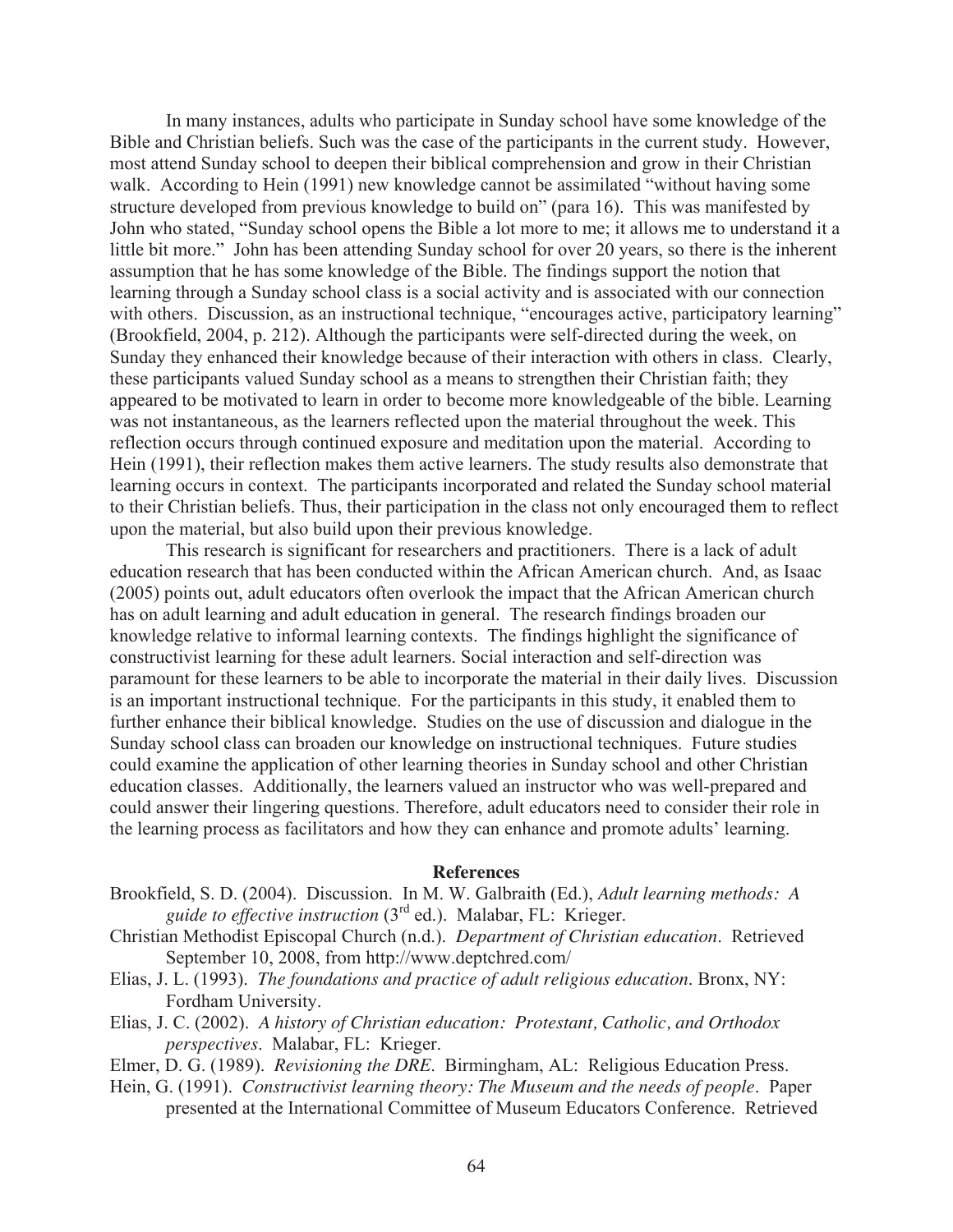In many instances, adults who participate in Sunday school have some knowledge of the Bible and Christian beliefs. Such was the case of the participants in the current study. However, most attend Sunday school to deepen their biblical comprehension and grow in their Christian walk. According to Hein (1991) new knowledge cannot be assimilated "without having some structure developed from previous knowledge to build on" (para 16). This was manifested by John who stated, "Sunday school opens the Bible a lot more to me; it allows me to understand it a little bit more." John has been attending Sunday school for over 20 years, so there is the inherent assumption that he has some knowledge of the Bible. The findings support the notion that learning through a Sunday school class is a social activity and is associated with our connection with others. Discussion, as an instructional technique, "encourages active, participatory learning" (Brookfield, 2004, p. 212). Although the participants were self-directed during the week, on Sunday they enhanced their knowledge because of their interaction with others in class. Clearly, these participants valued Sunday school as a means to strengthen their Christian faith; they appeared to be motivated to learn in order to become more knowledgeable of the bible. Learning was not instantaneous, as the learners reflected upon the material throughout the week. This reflection occurs through continued exposure and meditation upon the material. According to Hein (1991), their reflection makes them active learners. The study results also demonstrate that learning occurs in context. The participants incorporated and related the Sunday school material to their Christian beliefs. Thus, their participation in the class not only encouraged them to reflect upon the material, but also build upon their previous knowledge.

This research is significant for researchers and practitioners. There is a lack of adult education research that has been conducted within the African American church. And, as Isaac (2005) points out, adult educators often overlook the impact that the African American church has on adult learning and adult education in general. The research findings broaden our knowledge relative to informal learning contexts. The findings highlight the significance of constructivist learning for these adult learners. Social interaction and self-direction was paramount for these learners to be able to incorporate the material in their daily lives. Discussion is an important instructional technique. For the participants in this study, it enabled them to further enhance their biblical knowledge. Studies on the use of discussion and dialogue in the Sunday school class can broaden our knowledge on instructional techniques. Future studies could examine the application of other learning theories in Sunday school and other Christian education classes. Additionally, the learners valued an instructor who was well-prepared and could answer their lingering questions. Therefore, adult educators need to consider their role in the learning process as facilitators and how they can enhance and promote adults' learning.

## References

Brookfield, S. D. (2004). Discussion. In M. W. Galbraith (Ed.), *Adult learning methods: A guide to effective instruction* (3rd ed.). Malabar, FL: Krieger.

Christian Methodist Episcopal Church (n.d.). *Department of Christian education*. Retrieved September 10, 2008, from http://www.deptchred.com/

Elias, J. L. (1993). *The foundations and practice of adult religious education*. Bronx, NY: Fordham University.

Elias, J. C. (2002). *A history of Christian education: Protestant, Catholic, and Orthodox perspectives*. Malabar, FL: Krieger.

Elmer, D. G. (1989). *Revisioning the DRE*. Birmingham, AL: Religious Education Press.

Hein, G. (1991). *Constructivist learning theory: The Museum and the needs of people*. Paper presented at the International Committee of Museum Educators Conference. Retrieved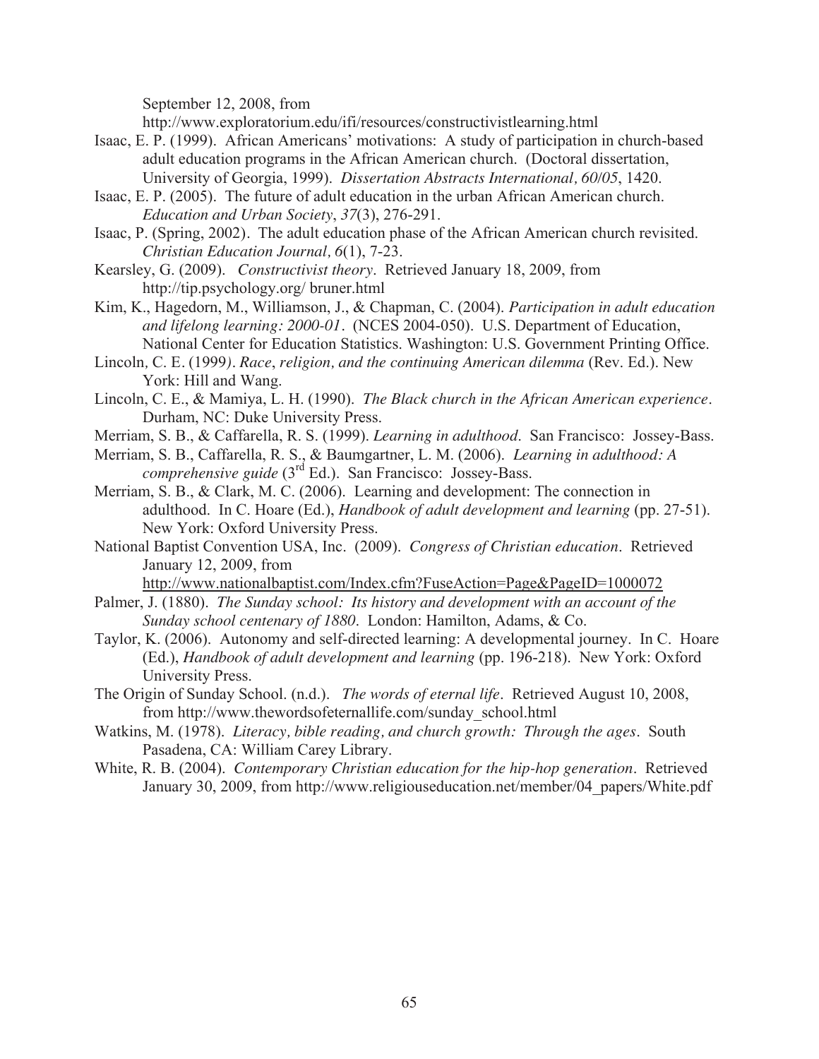September 12, 2008, from http://www.exploratorium.edu/ifi/resources/constructivistlearning.html

Isaac, E. P. (1999). African Americans' motivations: A study of participation in church-based adult education programs in the African American church. (Doctoral dissertation, University of Georgia, 1999). *Dissertation Abstracts International, 60/05*, 1420.

Isaac, E. P. (2005). The future of adult education in the urban African American church. *Education and Urban Society*, *37*(3), 276-291.

Isaac, P. (Spring, 2002). The adult education phase of the African American church revisited. *Christian Education Journal, 6*(1), 7-23.

Kearsley, G. (2009). *Constructivist theory*. Retrieved January 18, 2009, from http://tip.psychology.org/ bruner.html

Kim, K., Hagedorn, M., Williamson, J., & Chapman, C. (2004). *Participation in adult education and lifelong learning: 2000-01*. (NCES 2004-050). U.S. Department of Education, National Center for Education Statistics. Washington: U.S. Government Printing Office.

Lincoln, C. E. (1999*)*. *Race*, *religion, and the continuing American dilemma* (Rev. Ed.). New York: Hill and Wang.

Lincoln, C. E., & Mamiya, L. H. (1990). *The Black church in the African American experience*. Durham, NC: Duke University Press.

Merriam, S. B., & Caffarella, R. S. (1999). *Learning in adulthood*. San Francisco: Jossey-Bass.

Merriam, S. B., Caffarella, R. S., & Baumgartner, L. M. (2006). *Learning in adulthood: A comprehensive guide* (3rd Ed.). San Francisco: Jossey-Bass.

Merriam, S. B., & Clark, M. C. (2006). Learning and development: The connection in adulthood. In C. Hoare (Ed.), *Handbook of adult development and learning* (pp. 27-51). New York: Oxford University Press.

National Baptist Convention USA, Inc. (2009). *Congress of Christian education*. Retrieved January 12, 2009, from http://www.nationalbaptist.com/Index.cfm?FuseAction=Page&PageID=1000072

Palmer, J. (1880). *The Sunday school: Its history and development with an account of the Sunday school centenary of 1880*. London: Hamilton, Adams, & Co.

Taylor, K. (2006). Autonomy and self-directed learning: A developmental journey. In C. Hoare (Ed.), *Handbook of adult development and learning* (pp. 196-218). New York: Oxford University Press.

The Origin of Sunday School. (n.d.). *The words of eternal life*. Retrieved August 10, 2008, from http://www.thewordsofeternallife.com/sunday_school.html

Watkins, M. (1978). *Literacy, bible reading, and church growth: Through the ages*. South Pasadena, CA: William Carey Library.

White, R. B. (2004). *Contemporary Christian education for the hip-hop generation*. Retrieved January 30, 2009, from http://www.religiouseducation.net/member/04_papers/White.pdf